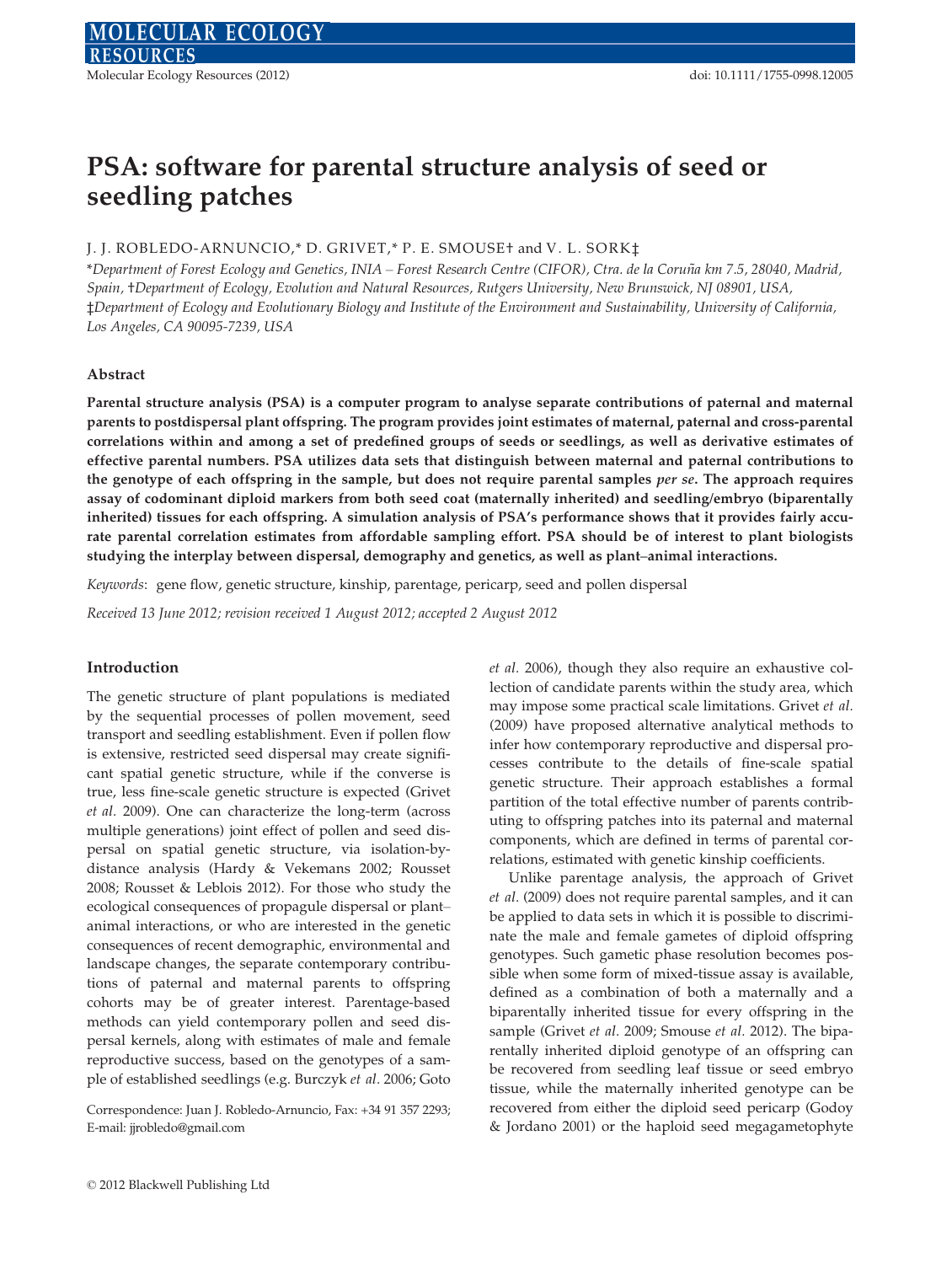# PSA: software for parental structure analysis of seed or seedling patches

J. J. ROBLEDO-ARNUNCIO,* D. GRIVET,* P. E. SMOUSE† and V. L. SORK‡

*Department of Forest Ecology and Genetics, INIA – Forest Research Centre (CIFOR), Ctra. de la Coruña km 7.5, 28040, Madrid, Spain, †Department of Ecology, Evolution and Natural Resources, Rutgers University, New Brunswick, NJ 08901, USA, ‡Department of Ecology and Evolutionary Biology and Institute of the Environment and Sustainability, University of California, Los Angeles, CA 90095-7239, USA

### Abstract

**Parental structure analysis (PSA) is a computer program to analyse separate contributions of paternal and maternal parents to postdispersal plant offspring. The program provides joint estimates of maternal, paternal and cross-parental correlations within and among a set of predefined groups of seeds or seedlings, as well as derivative estimates of effective parental numbers. PSA utilizes data sets that distinguish between maternal and paternal contributions to the genotype of each offspring in the sample, but does not require parental samples *per se*. The approach requires assay of codominant diploid markers from both seed coat (maternally inherited) and seedling/embryo (biparentally inherited) tissues for each offspring. A simulation analysis of PSA's performance shows that it provides fairly accurate parental correlation estimates from affordable sampling effort. PSA should be of interest to plant biologists studying the interplay between dispersal, demography and genetics, as well as plant–animal interactions.**

*Keywords*: gene flow, genetic structure, kinship, parentage, pericarp, seed and pollen dispersal

*Received 13 June 2012; revision received 1 August 2012; accepted 2 August 2012*

### Introduction

The genetic structure of plant populations is mediated by the sequential processes of pollen movement, seed transport and seedling establishment. Even if pollen flow is extensive, restricted seed dispersal may create significant spatial genetic structure, while if the converse is true, less fine-scale genetic structure is expected (Grivet *et al.* 2009). One can characterize the long-term (across multiple generations) joint effect of pollen and seed dispersal on spatial genetic structure, via isolation-by-distance analysis (Hardy & Vekemans 2002; Rousset 2008; Rousset & Leblois 2012). For those who study the ecological consequences of propagule dispersal or plant–animal interactions, or who are interested in the genetic consequences of recent demographic, environmental and landscape changes, the separate contemporary contributions of paternal and maternal parents to offspring cohorts may be of greater interest. Parentage-based methods can yield contemporary pollen and seed dispersal kernels, along with estimates of male and female reproductive success, based on the genotypes of a sample of established seedlings (e.g. Burczyk *et al.* 2006; Goto *et al.* 2006), though they also require an exhaustive collection of candidate parents within the study area, which may impose some practical scale limitations. Grivet *et al.* (2009) have proposed alternative analytical methods to infer how contemporary reproductive and dispersal processes contribute to the details of fine-scale spatial genetic structure. Their approach establishes a formal partition of the total effective number of parents contributing to offspring patches into its paternal and maternal components, which are defined in terms of parental correlations, estimated with genetic kinship coefficients.

Unlike parentage analysis, the approach of Grivet *et al.* (2009) does not require parental samples, and it can be applied to data sets in which it is possible to discriminate the male and female gametes of diploid offspring genotypes. Such gametic phase resolution becomes possible when some form of mixed-tissue assay is available, defined as a combination of both a maternally and a biparentally inherited tissue for every offspring in the sample (Grivet *et al.* 2009; Smouse *et al.* 2012). The biparentally inherited diploid genotype of an offspring can be recovered from seedling leaf tissue or seed embryo tissue, while the maternally inherited genotype can be recovered from either the diploid seed pericarp (Godoy & Jordano 2001) or the haploid seed megagametophyte

Correspondence: Juan J. Robledo-Arnuncio, Fax: +34 91 357 2293; E-mail: jjrobledo@gmail.com

© 2012 Blackwell Publishing Ltd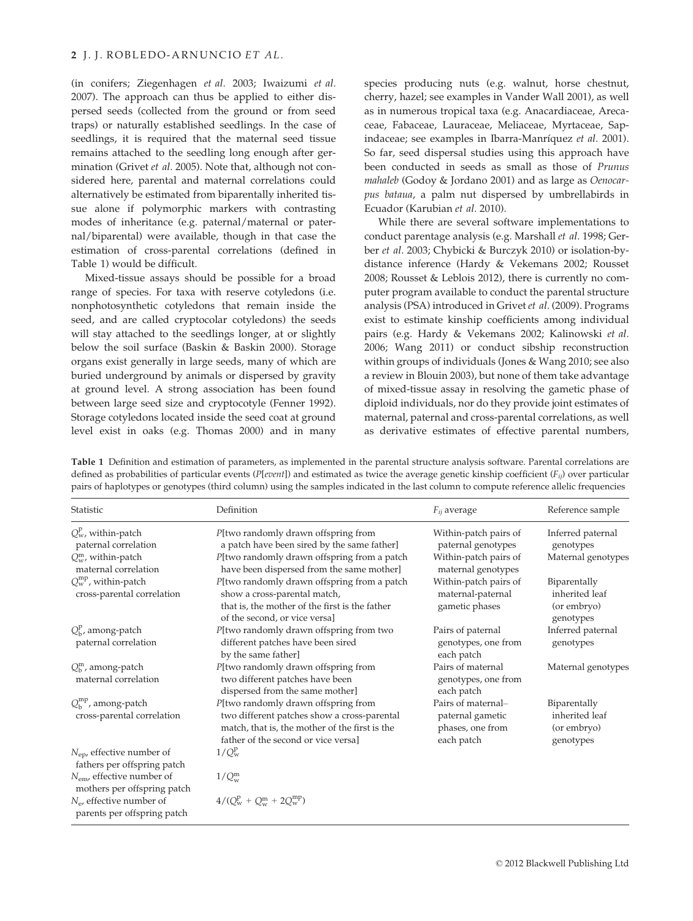(in conifers; Ziegenhagen *et al.* 2003; Iwaizumi *et al.* 2007). The approach can thus be applied to either dispersed seeds (collected from the ground or from seed traps) or naturally established seedlings. In the case of seedlings, it is required that the maternal seed tissue remains attached to the seedling long enough after germination (Grivet *et al.* 2005). Note that, although not considered here, parental and maternal correlations could alternatively be estimated from biparentally inherited tissue alone if polymorphic markers with contrasting modes of inheritance (e.g. paternal/maternal or paternal/biparental) were available, though in that case the estimation of cross-parental correlations (defined in Table 1) would be difficult.

Mixed-tissue assays should be possible for a broad range of species. For taxa with reserve cotyledons (i.e. nonphotosynthetic cotyledons that remain inside the seed, and are called cryptocolar cotyledons) the seeds will stay attached to the seedlings longer, at or slightly below the soil surface (Baskin & Baskin 2000). Storage organs exist generally in large seeds, many of which are buried underground by animals or dispersed by gravity at ground level. A strong association has been found between large seed size and cryptocotyle (Fenner 1992). Storage cotyledons located inside the seed coat at ground level exist in oaks (e.g. Thomas 2000) and in many species producing nuts (e.g. walnut, horse chestnut, cherry, hazel; see examples in Vander Wall 2001), as well as in numerous tropical taxa (e.g. Anacardiaceae, Arecaceae, Fabaceae, Lauraceae, Meliaceae, Myrtaceae, Sapindaceae; see examples in Ibarra-Manríquez *et al.* 2001). So far, seed dispersal studies using this approach have been conducted in seeds as small as those of *Prunus mahaleb* (Godoy & Jordano 2001) and as large as *Oenocarpus bataua*, a palm nut dispersed by umbrellabirds in Ecuador (Karubian *et al.* 2010).

While there are several software implementations to conduct parentage analysis (e.g. Marshall *et al.* 1998; Gerber *et al.* 2003; Chybicki & Burczyk 2010) or isolation-by-distance inference (Hardy & Vekemans 2002; Rousset 2008; Rousset & Leblois 2012), there is currently no computer program available to conduct the parental structure analysis (PSA) introduced in Grivet *et al.* (2009). Programs exist to estimate kinship coefficients among individual pairs (e.g. Hardy & Vekemans 2002; Kalinowski *et al.* 2006; Wang 2011) or conduct sibship reconstruction within groups of individuals (Jones & Wang 2010; see also a review in Blouin 2003), but none of them take advantage of mixed-tissue assay in resolving the gametic phase of diploid individuals, nor do they provide joint estimates of maternal, paternal and cross-parental correlations, as well as derivative estimates of effective parental numbers,

**Table 1** Definition and estimation of parameters, as implemented in the parental structure analysis software. Parental correlations are defined as probabilities of particular events (*P*[*event*]) and estimated as twice the average genetic kinship coefficient ($F_{ij}$) over particular pairs of haplotypes or genotypes (third column) using the samples indicated in the last column to compute reference allelic frequencies

| Statistic | Definition | $F_{ij}$ average | Reference sample |
|---|---|---|---|
| $Q_w^p$, within-patch paternal correlation | *P*[two randomly drawn offspring from a patch have been sired by the same father] | Within-patch pairs of paternal genotypes | Inferred paternal genotypes |
| $Q_w^m$, within-patch maternal correlation | *P*[two randomly drawn offspring from a patch have been dispersed from the same mother] | Within-patch pairs of maternal genotypes | Maternal genotypes |
| $Q_w^{mp}$, within-patch cross-parental correlation | *P*[two randomly drawn offspring from a patch show a cross-parental match, that is, the mother of the first is the father of the second, or vice versa] | Within-patch pairs of maternal-paternal gametic phases | Biparentally inherited leaf (or embryo) genotypes |
| $Q_b^p$, among-patch paternal correlation | *P*[two randomly drawn offspring from two different patches have been sired by the same father] | Pairs of paternal genotypes, one from each patch | Inferred paternal genotypes |
| $Q_b^m$, among-patch maternal correlation | *P*[two randomly drawn offspring from two different patches have been dispersed from the same mother] | Pairs of maternal genotypes, one from each patch | Maternal genotypes |
| $Q_b^{mp}$, among-patch cross-parental correlation | *P*[two randomly drawn offspring from two different patches show a cross-parental match, that is, the mother of the first is the father of the second or vice versa] | Pairs of maternal–paternal gametic phases, one from each patch | Biparentally inherited leaf (or embryo) genotypes |
| $N_{ep}$, effective number of fathers per offspring patch | $1/Q_w^p$ | | |
| $N_{em}$, effective number of mothers per offspring patch | $1/Q_w^m$ | | |
| $N_e$, effective number of parents per offspring patch | $4/(Q_w^p + Q_w^m + 2Q_w^{mp})$ | | |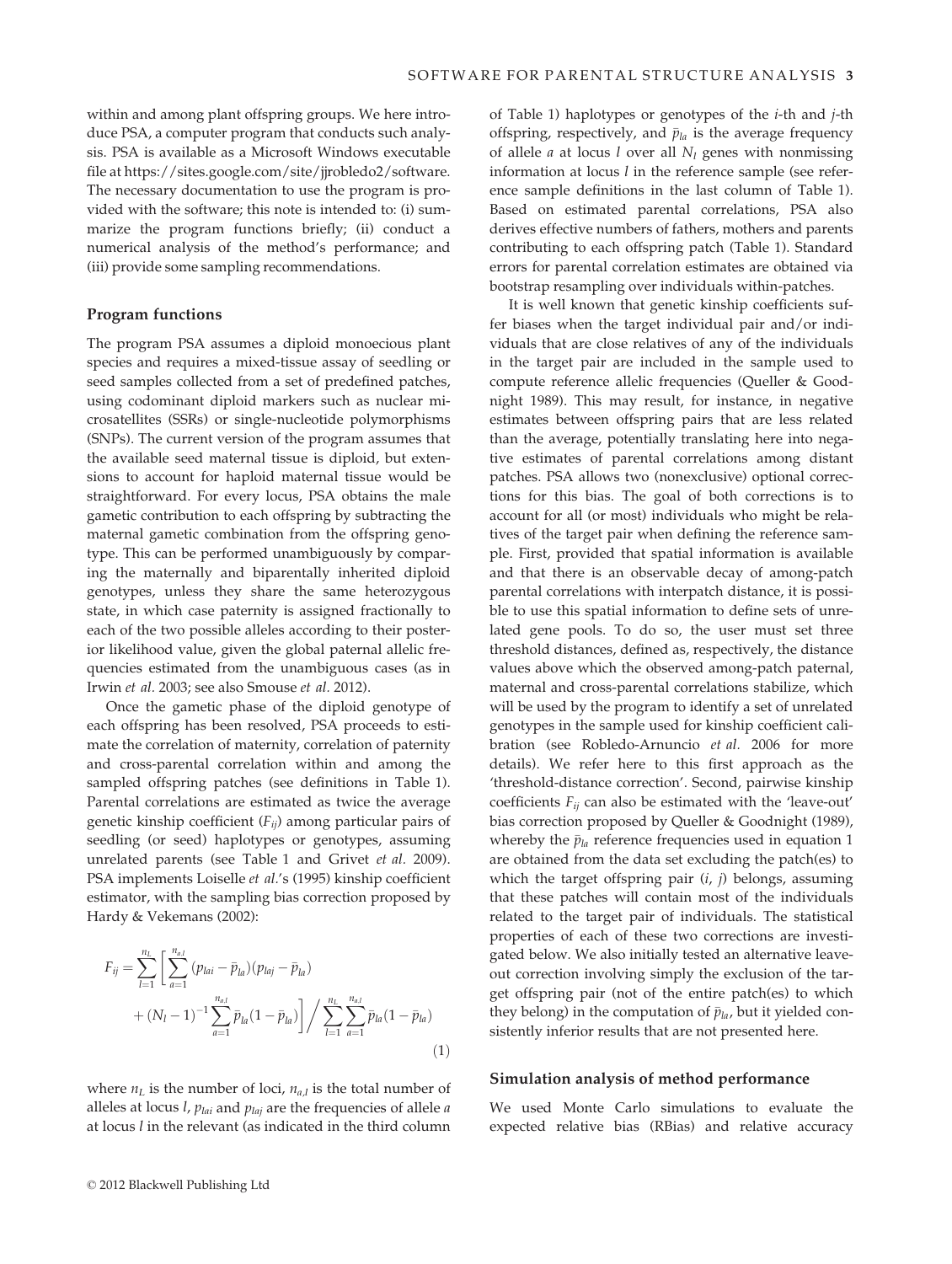within and among plant offspring groups. We here introduce PSA, a computer program that conducts such analysis. PSA is available as a Microsoft Windows executable file at https://sites.google.com/site/jjrobledo2/software. The necessary documentation to use the program is provided with the software; this note is intended to: (i) summarize the program functions briefly; (ii) conduct a numerical analysis of the method's performance; and (iii) provide some sampling recommendations.

## Program functions

The program PSA assumes a diploid monoecious plant species and requires a mixed-tissue assay of seedling or seed samples collected from a set of predefined patches, using codominant diploid markers such as nuclear microsatellites (SSRs) or single-nucleotide polymorphisms (SNPs). The current version of the program assumes that the available seed maternal tissue is diploid, but extensions to account for haploid maternal tissue would be straightforward. For every locus, PSA obtains the male gametic contribution to each offspring by subtracting the maternal gametic combination from the offspring genotype. This can be performed unambiguously by comparing the maternally and biparentally inherited diploid genotypes, unless they share the same heterozygous state, in which case paternity is assigned fractionally to each of the two possible alleles according to their posterior likelihood value, given the global paternal allelic frequencies estimated from the unambiguous cases (as in Irwin *et al.* 2003; see also Smouse *et al.* 2012).

Once the gametic phase of the diploid genotype of each offspring has been resolved, PSA proceeds to estimate the correlation of maternity, correlation of paternity and cross-parental correlation within and among the sampled offspring patches (see definitions in Table 1). Parental correlations are estimated as twice the average genetic kinship coefficient ($F_{ij}$) among particular pairs of seedling (or seed) haplotypes or genotypes, assuming unrelated parents (see Table 1 and Grivet *et al.* 2009). PSA implements Loiselle *et al.*'s (1995) kinship coefficient estimator, with the sampling bias correction proposed by Hardy & Vekemans (2002):

$$F_{ij} = \sum_{l=1}^{n_L} \left[ \sum_{a=1}^{n_{a,l}} (p_{lai} - \bar{p}_{la})(p_{laj} - \bar{p}_{la}) + (N_l - 1)^{-1} \sum_{a=1}^{n_{a,l}} \bar{p}_{la}(1 - \bar{p}_{la}) \right] \Big/ \sum_{l=1}^{n_L} \sum_{a=1}^{n_{a,l}} \bar{p}_{la}(1 - \bar{p}_{la}) \quad (1)$$

where $n_L$ is the number of loci, $n_{a,l}$ is the total number of alleles at locus $l$, $p_{lai}$ and $p_{laj}$ are the frequencies of allele $a$ at locus $l$ in the relevant (as indicated in the third column of Table 1) haplotypes or genotypes of the $i$-th and $j$-th offspring, respectively, and $\bar{p}_{la}$ is the average frequency of allele $a$ at locus $l$ over all $N_l$ genes with nonmissing information at locus $l$ in the reference sample (see reference sample definitions in the last column of Table 1). Based on estimated parental correlations, PSA also derives effective numbers of fathers, mothers and parents contributing to each offspring patch (Table 1). Standard errors for parental correlation estimates are obtained via bootstrap resampling over individuals within-patches.

It is well known that genetic kinship coefficients suffer biases when the target individual pair and/or individuals that are close relatives of any of the individuals in the target pair are included in the sample used to compute reference allelic frequencies (Queller & Goodnight 1989). This may result, for instance, in negative estimates between offspring pairs that are less related than the average, potentially translating here into negative estimates of parental correlations among distant patches. PSA allows two (nonexclusive) optional corrections for this bias. The goal of both corrections is to account for all (or most) individuals who might be relatives of the target pair when defining the reference sample. First, provided that spatial information is available and that there is an observable decay of among-patch parental correlations with interpatch distance, it is possible to use this spatial information to define sets of unrelated gene pools. To do so, the user must set three threshold distances, defined as, respectively, the distance values above which the observed among-patch paternal, maternal and cross-parental correlations stabilize, which will be used by the program to identify a set of unrelated genotypes in the sample used for kinship coefficient calibration (see Robledo-Arnuncio *et al.* 2006 for more details). We refer here to this first approach as the 'threshold-distance correction'. Second, pairwise kinship coefficients $F_{ij}$ can also be estimated with the 'leave-out' bias correction proposed by Queller & Goodnight (1989), whereby the $\bar{p}_{la}$ reference frequencies used in equation 1 are obtained from the data set excluding the patch(es) to which the target offspring pair ($i$, $j$) belongs, assuming that these patches will contain most of the individuals related to the target pair of individuals. The statistical properties of each of these two corrections are investigated below. We also initially tested an alternative leave-out correction involving simply the exclusion of the target offspring pair (not of the entire patch(es) to which they belong) in the computation of $\bar{p}_{la}$, but it yielded consistently inferior results that are not presented here.

## Simulation analysis of method performance

We used Monte Carlo simulations to evaluate the expected relative bias (RBias) and relative accuracy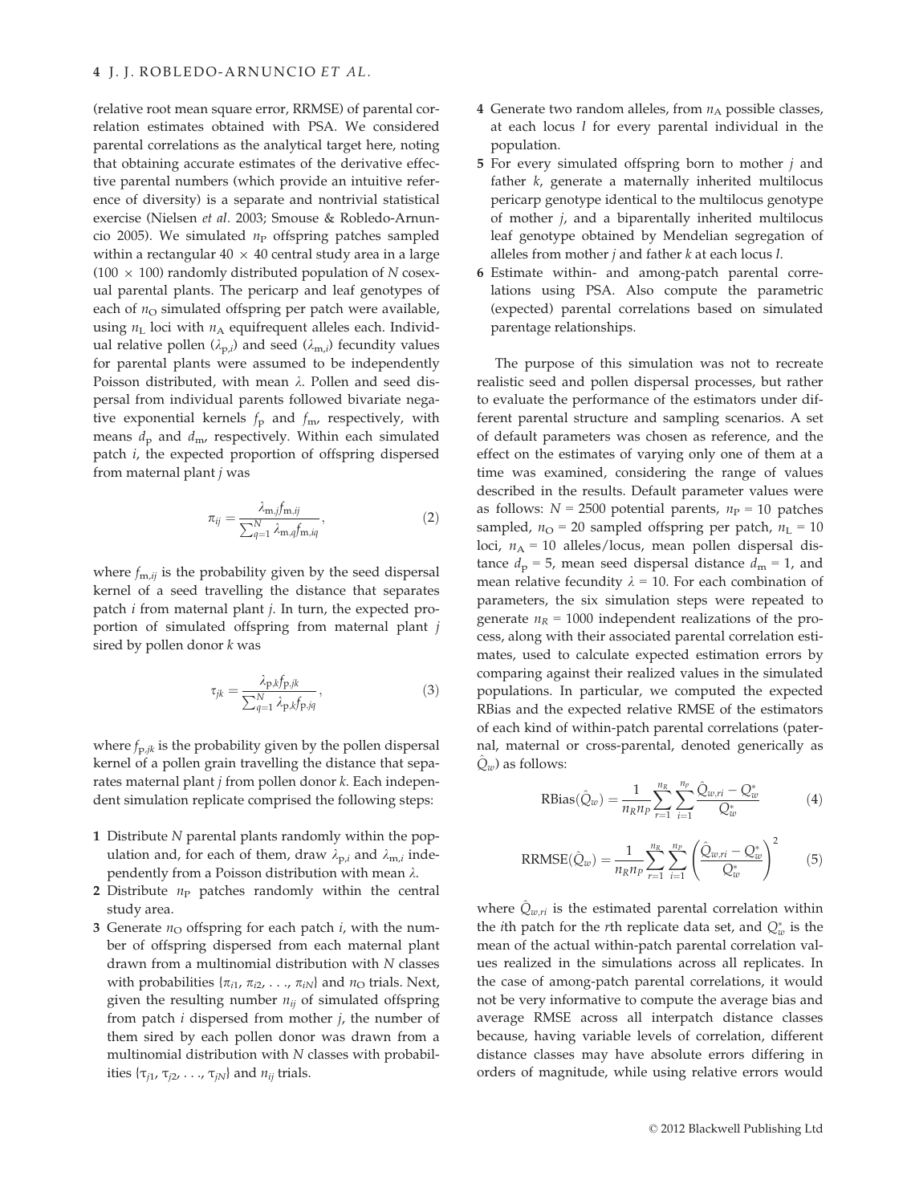(relative root mean square error, RRMSE) of parental correlation estimates obtained with PSA. We considered parental correlations as the analytical target here, noting that obtaining accurate estimates of the derivative effective parental numbers (which provide an intuitive reference of diversity) is a separate and nontrivial statistical exercise (Nielsen *et al.* 2003; Smouse & Robledo-Arnuncio 2005). We simulated $n_P$ offspring patches sampled within a rectangular 40 × 40 central study area in a large (100 × 100) randomly distributed population of $N$ cosexual parental plants. The pericarp and leaf genotypes of each of $n_O$ simulated offspring per patch were available, using $n_L$ loci with $n_A$ equifrequent alleles each. Individual relative pollen ($\lambda_{p,i}$) and seed ($\lambda_{m,i}$) fecundity values for parental plants were assumed to be independently Poisson distributed, with mean $\lambda$. Pollen and seed dispersal from individual parents followed bivariate negative exponential kernels $f_p$ and $f_m$, respectively, with means $d_p$ and $d_m$, respectively. Within each simulated patch $i$, the expected proportion of offspring dispersed from maternal plant $j$ was

$$\pi_{ij} = \frac{\lambda_{m,j} f_{m,ij}}{\sum_{q=1}^{N} \lambda_{m,q} f_{m,iq}}, \tag{2}$$

where $f_{m,ij}$ is the probability given by the seed dispersal kernel of a seed travelling the distance that separates patch $i$ from maternal plant $j$. In turn, the expected proportion of simulated offspring from maternal plant $j$ sired by pollen donor $k$ was

$$\tau_{jk} = \frac{\lambda_{p,k} f_{p,jk}}{\sum_{q=1}^{N} \lambda_{p,k} f_{p,jq}}, \tag{3}$$

where $f_{p,jk}$ is the probability given by the pollen dispersal kernel of a pollen grain travelling the distance that separates maternal plant $j$ from pollen donor $k$. Each independent simulation replicate comprised the following steps:

1. Distribute $N$ parental plants randomly within the population and, for each of them, draw $\lambda_{p,i}$ and $\lambda_{m,i}$ independently from a Poisson distribution with mean $\lambda$.
2. Distribute $n_P$ patches randomly within the central study area.
3. Generate $n_O$ offspring for each patch $i$, with the number of offspring dispersed from each maternal plant drawn from a multinomial distribution with $N$ classes with probabilities $\{\pi_{i1}, \pi_{i2}, \ldots, \pi_{iN}\}$ and $n_O$ trials. Next, given the resulting number $n_{ij}$ of simulated offspring from patch $i$ dispersed from mother $j$, the number of them sired by each pollen donor was drawn from a multinomial distribution with $N$ classes with probabilities $\{\tau_{j1}, \tau_{j2}, \ldots, \tau_{jN}\}$ and $n_{ij}$ trials.
4. Generate two random alleles, from $n_A$ possible classes, at each locus $l$ for every parental individual in the population.
5. For every simulated offspring born to mother $j$ and father $k$, generate a maternally inherited multilocus pericarp genotype identical to the multilocus genotype of mother $j$, and a biparentally inherited multilocus leaf genotype obtained by Mendelian segregation of alleles from mother $j$ and father $k$ at each locus $l$.
6. Estimate within- and among-patch parental correlations using PSA. Also compute the parametric (expected) parental correlations based on simulated parentage relationships.

The purpose of this simulation was not to recreate realistic seed and pollen dispersal processes, but rather to evaluate the performance of the estimators under different parental structure and sampling scenarios. A set of default parameters was chosen as reference, and the effect on the estimates of varying only one of them at a time was examined, considering the range of values described in the results. Default parameter values were as follows: $N$ = 2500 potential parents, $n_P$ = 10 patches sampled, $n_O$ = 20 sampled offspring per patch, $n_L$ = 10 loci, $n_A$ = 10 alleles/locus, mean pollen dispersal distance $d_p$ = 5, mean seed dispersal distance $d_m$ = 1, and mean relative fecundity $\lambda$ = 10. For each combination of parameters, the six simulation steps were repeated to generate $n_R$ = 1000 independent realizations of the process, along with their associated parental correlation estimates, used to calculate expected estimation errors by comparing against their realized values in the simulated populations. In particular, we computed the expected RBias and the expected relative RMSE of the estimators of each kind of within-patch parental correlations (paternal, maternal or cross-parental, denoted generically as $\hat{Q}_w$) as follows:

$$\text{RBias}(\hat{Q}_w) = \frac{1}{n_R n_P} \sum_{r=1}^{n_R} \sum_{i=1}^{n_P} \frac{\hat{Q}_{w,ri} - Q_w^*}{Q_w^*} \tag{4}$$

$$\text{RRMSE}(\hat{Q}_w) = \frac{1}{n_R n_P} \sum_{r=1}^{n_R} \sum_{i=1}^{n_P} \left( \frac{\hat{Q}_{w,ri} - Q_w^*}{Q_w^*} \right)^2 \tag{5}$$

where $\hat{Q}_{w,ri}$ is the estimated parental correlation within the $i$th patch for the $r$th replicate data set, and $Q_w^*$ is the mean of the actual within-patch parental correlation values realized in the simulations across all replicates. In the case of among-patch parental correlations, it would not be very informative to compute the average bias and average RMSE across all interpatch distance classes because, having variable levels of correlation, different distance classes may have absolute errors differing in orders of magnitude, while using relative errors would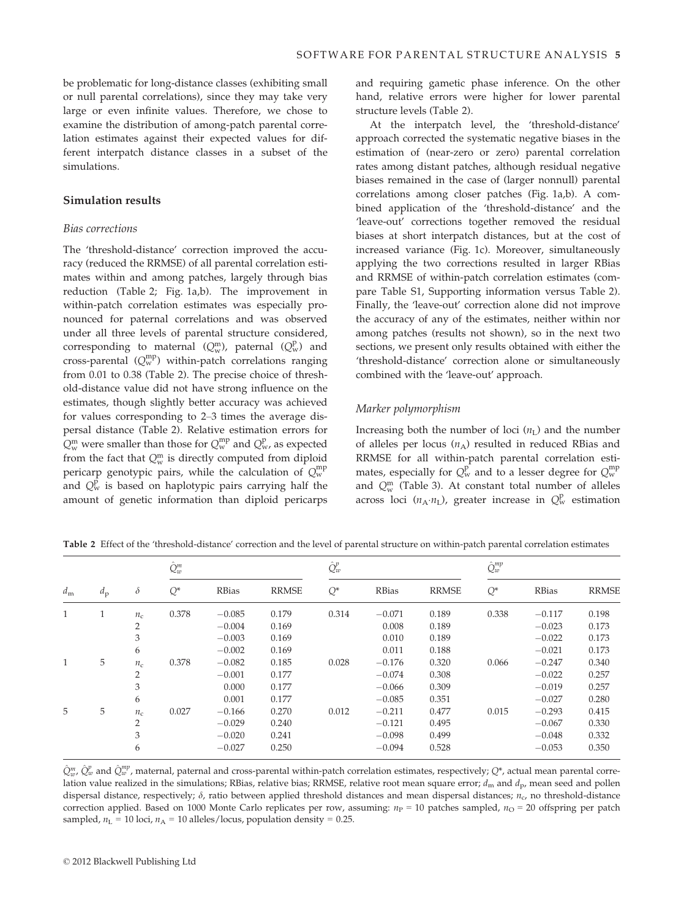be problematic for long-distance classes (exhibiting small or null parental correlations), since they may take very large or even infinite values. Therefore, we chose to examine the distribution of among-patch parental correlation estimates against their expected values for different interpatch distance classes in a subset of the simulations.

## Simulation results

### Bias corrections

The 'threshold-distance' correction improved the accuracy (reduced the RRMSE) of all parental correlation estimates within and among patches, largely through bias reduction (Table 2; Fig. 1a,b). The improvement in within-patch correlation estimates was especially pronounced for paternal correlations and was observed under all three levels of parental structure considered, corresponding to maternal ($Q_w^m$), paternal ($Q_w^p$) and cross-parental ($Q_w^{mp}$) within-patch correlations ranging from 0.01 to 0.38 (Table 2). The precise choice of threshold-distance value did not have strong influence on the estimates, though slightly better accuracy was achieved for values corresponding to 2–3 times the average dispersal distance (Table 2). Relative estimation errors for $Q_w^m$ were smaller than those for $Q_w^{mp}$ and $Q_w^p$, as expected from the fact that $Q_w^m$ is directly computed from diploid pericarp genotypic pairs, while the calculation of $Q_w^{mp}$ and $Q_w^p$ is based on haplotypic pairs carrying half the amount of genetic information than diploid pericarps and requiring gametic phase inference. On the other hand, relative errors were higher for lower parental structure levels (Table 2).

At the interpatch level, the 'threshold-distance' approach corrected the systematic negative biases in the estimation of (near-zero or zero) parental correlation rates among distant patches, although residual negative biases remained in the case of (larger nonnull) parental correlations among closer patches (Fig. 1a,b). A combined application of the 'threshold-distance' and the 'leave-out' corrections together removed the residual biases at short interpatch distances, but at the cost of increased variance (Fig. 1c). Moreover, simultaneously applying the two corrections resulted in larger RBias and RRMSE of within-patch correlation estimates (compare Table S1, Supporting information versus Table 2). Finally, the 'leave-out' correction alone did not improve the accuracy of any of the estimates, neither within nor among patches (results not shown), so in the next two sections, we present only results obtained with either the 'threshold-distance' correction alone or simultaneously combined with the 'leave-out' approach.

### Marker polymorphism

Increasing both the number of loci ($n_L$) and the number of alleles per locus ($n_A$) resulted in reduced RBias and RRMSE for all within-patch parental correlation estimates, especially for $Q_w^p$ and to a lesser degree for $Q_w^{mp}$ and $Q_w^m$ (Table 3). At constant total number of alleles across loci ($n_A \cdot n_L$), greater increase in $Q_w^p$ estimation

**Table 2** Effect of the 'threshold-distance' correction and the level of parental structure on within-patch parental correlation estimates

| | | | $\hat{Q}_w^m$ | | | $\hat{Q}_w^p$ | | | $\hat{Q}_w^{mp}$ | | |
|---|---|---|---|---|---|---|---|---|---|---|---|
| $d_m$ | $d_p$ | $\delta$ | $Q^*$ | RBias | RRMSE | $Q^*$ | RBias | RRMSE | $Q^*$ | RBias | RRMSE |
| 1 | 1 | $n_c$ | 0.378 | −0.085 | 0.179 | 0.314 | −0.071 | 0.189 | 0.338 | −0.117 | 0.198 |
| | | 2 | | −0.004 | 0.169 | | 0.008 | 0.189 | | −0.023 | 0.173 |
| | | 3 | | −0.003 | 0.169 | | 0.010 | 0.189 | | −0.022 | 0.173 |
| | | 6 | | −0.002 | 0.169 | | 0.011 | 0.188 | | −0.021 | 0.173 |
| 1 | 5 | $n_c$ | 0.378 | −0.082 | 0.185 | 0.028 | −0.176 | 0.320 | 0.066 | −0.247 | 0.340 |
| | | 2 | | −0.001 | 0.177 | | −0.074 | 0.308 | | −0.022 | 0.257 |
| | | 3 | | 0.000 | 0.177 | | −0.066 | 0.309 | | −0.019 | 0.257 |
| | | 6 | | 0.001 | 0.177 | | −0.085 | 0.351 | | −0.027 | 0.280 |
| 5 | 5 | $n_c$ | 0.027 | −0.166 | 0.270 | 0.012 | −0.211 | 0.477 | 0.015 | −0.293 | 0.415 |
| | | 2 | | −0.029 | 0.240 | | −0.121 | 0.495 | | −0.067 | 0.330 |
| | | 3 | | −0.020 | 0.241 | | −0.098 | 0.499 | | −0.048 | 0.332 |
| | | 6 | | −0.027 | 0.250 | | −0.094 | 0.528 | | −0.053 | 0.350 |

$\hat{Q}_w^m$, $\hat{Q}_w^p$ and $\hat{Q}_w^{mp}$, maternal, paternal and cross-parental within-patch correlation estimates, respectively; $Q^*$, actual mean parental correlation value realized in the simulations; RBias, relative bias; RRMSE, relative root mean square error; $d_m$ and $d_p$, mean seed and pollen dispersal distance, respectively; $\delta$, ratio between applied threshold distances and mean dispersal distances; $n_c$, no threshold-distance correction applied. Based on 1000 Monte Carlo replicates per row, assuming: $n_P$ = 10 patches sampled, $n_O$ = 20 offspring per patch sampled, $n_L$ = 10 loci, $n_A$ = 10 alleles/locus, population density = 0.25.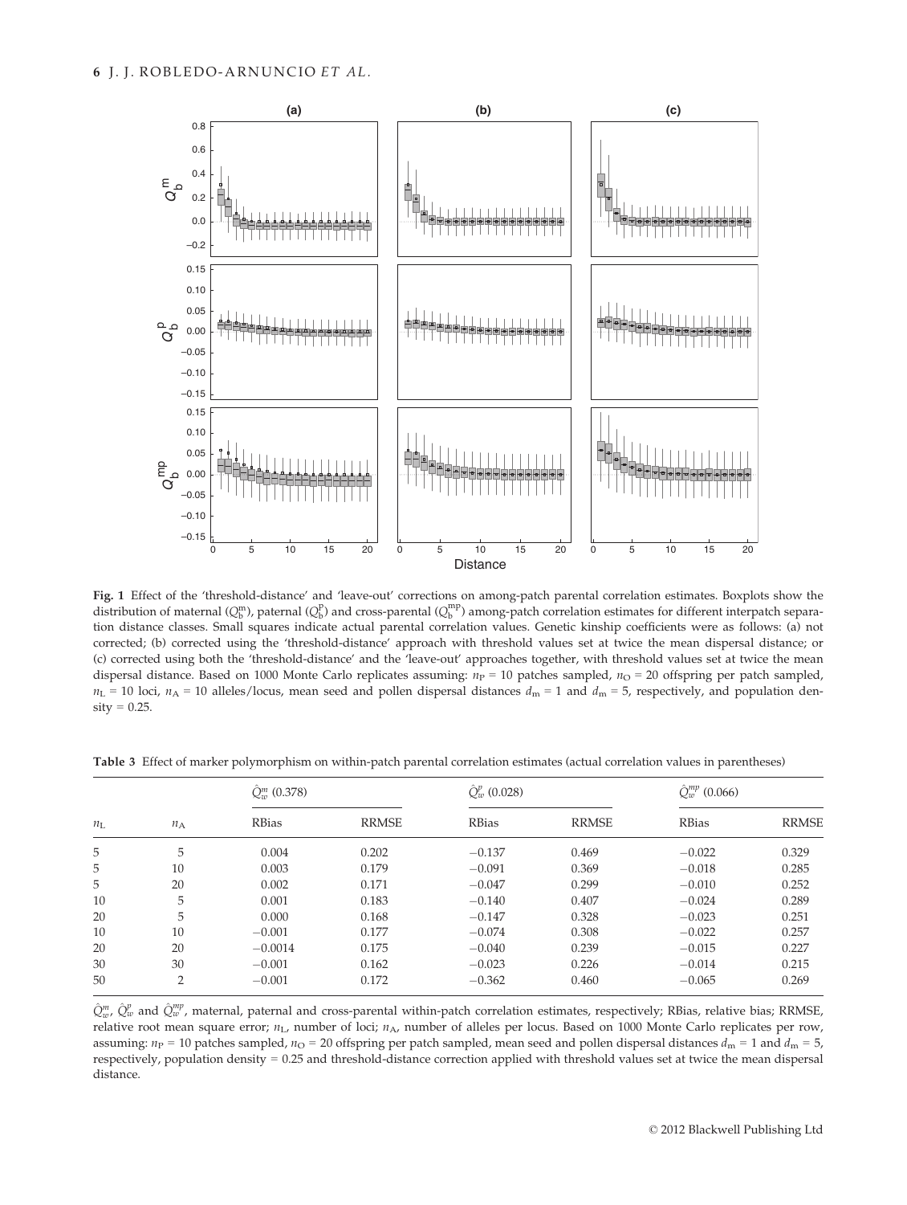Fig. 1 Effect of the 'threshold-distance' and 'leave-out' corrections on among-patch parental correlation estimates. Boxplots show the distribution of maternal ($Q_b^m$), paternal ($Q_b^p$) and cross-parental ($Q_b^{mp}$) among-patch correlation estimates for different interpatch separation distance classes. Small squares indicate actual parental correlation values. Genetic kinship coefficients were as follows: (a) not corrected; (b) corrected using the 'threshold-distance' approach with threshold values set at twice the mean dispersal distance; or (c) corrected using both the 'threshold-distance' and the 'leave-out' approaches together, with threshold values set at twice the mean dispersal distance. Based on 1000 Monte Carlo replicates assuming: $n_P = 10$ patches sampled, $n_O = 20$ offspring per patch sampled, $n_L = 10$ loci, $n_A = 10$ alleles/locus, mean seed and pollen dispersal distances $d_m = 1$ and $d_m = 5$, respectively, and population density = 0.25.

**Table 3** Effect of marker polymorphism on within-patch parental correlation estimates (actual correlation values in parentheses)

| | | $\hat{Q}_w^m$ (0.378) | | $\hat{Q}_w^p$ (0.028) | | $\hat{Q}_w^{mp}$ (0.066) | |
|---|---|---|---|---|---|---|---|
| $n_L$ | $n_A$ | RBias | RRMSE | RBias | RRMSE | RBias | RRMSE |
| 5 | 5 | 0.004 | 0.202 | −0.137 | 0.469 | −0.022 | 0.329 |
| 5 | 10 | 0.003 | 0.179 | −0.091 | 0.369 | −0.018 | 0.285 |
| 5 | 20 | 0.002 | 0.171 | −0.047 | 0.299 | −0.010 | 0.252 |
| 10 | 5 | 0.001 | 0.183 | −0.140 | 0.407 | −0.024 | 0.289 |
| 20 | 5 | 0.000 | 0.168 | −0.147 | 0.328 | −0.023 | 0.251 |
| 10 | 10 | −0.001 | 0.177 | −0.074 | 0.308 | −0.022 | 0.257 |
| 20 | 20 | −0.0014 | 0.175 | −0.040 | 0.239 | −0.015 | 0.227 |
| 30 | 30 | −0.001 | 0.162 | −0.023 | 0.226 | −0.014 | 0.215 |
| 50 | 2 | −0.001 | 0.172 | −0.362 | 0.460 | −0.065 | 0.269 |

$\hat{Q}_w^m$, $\hat{Q}_w^p$ and $\hat{Q}_w^{mp}$, maternal, paternal and cross-parental within-patch correlation estimates, respectively; RBias, relative bias; RRMSE, relative root mean square error; $n_L$, number of loci; $n_A$, number of alleles per locus. Based on 1000 Monte Carlo replicates per row, assuming: $n_P = 10$ patches sampled, $n_O = 20$ offspring per patch sampled, mean seed and pollen dispersal distances $d_m = 1$ and $d_m = 5$, respectively, population density = 0.25 and threshold-distance correction applied with threshold values set at twice the mean dispersal distance.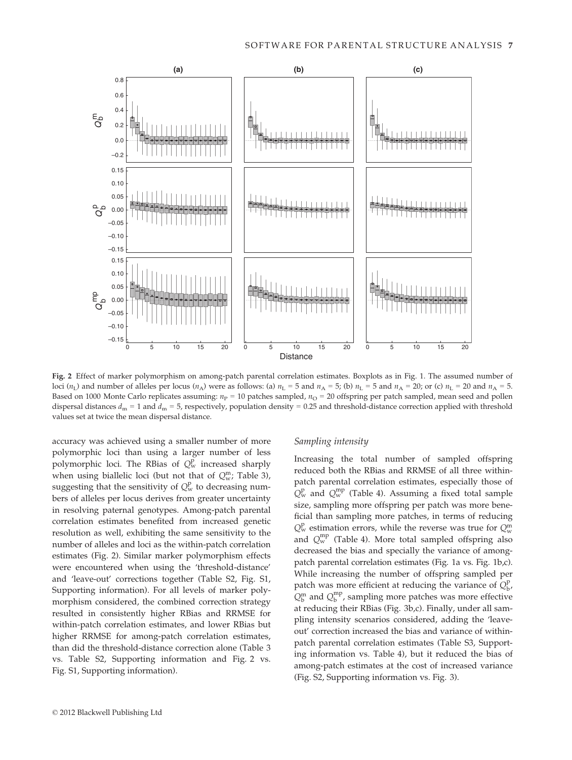**Fig. 2** Effect of marker polymorphism on among-patch parental correlation estimates. Boxplots as in Fig. 1. The assumed number of loci ($n_L$) and number of alleles per locus ($n_A$) were as follows: (a) $n_L$ = 5 and $n_A$ = 5; (b) $n_L$ = 5 and $n_A$ = 20; or (c) $n_L$ = 20 and $n_A$ = 5. Based on 1000 Monte Carlo replicates assuming: $n_P$ = 10 patches sampled, $n_O$ = 20 offspring per patch sampled, mean seed and pollen dispersal distances $d_m$ = 1 and $d_m$ = 5, respectively, population density = 0.25 and threshold-distance correction applied with threshold values set at twice the mean dispersal distance.

accuracy was achieved using a smaller number of more polymorphic loci than using a larger number of less polymorphic loci. The RBias of $Q_w^p$ increased sharply when using biallelic loci (but not that of $Q_w^m$; Table 3), suggesting that the sensitivity of $Q_w^p$ to decreasing numbers of alleles per locus derives from greater uncertainty in resolving paternal genotypes. Among-patch parental correlation estimates benefited from increased genetic resolution as well, exhibiting the same sensitivity to the number of alleles and loci as the within-patch correlation estimates (Fig. 2). Similar marker polymorphism effects were encountered when using the 'threshold-distance' and 'leave-out' corrections together (Table S2, Fig. S1, Supporting information). For all levels of marker polymorphism considered, the combined correction strategy resulted in consistently higher RBias and RRMSE for within-patch correlation estimates, and lower RBias but higher RRMSE for among-patch correlation estimates, than did the threshold-distance correction alone (Table 3 vs. Table S2, Supporting information and Fig. 2 vs. Fig. S1, Supporting information).

### *Sampling intensity*

Increasing the total number of sampled offspring reduced both the RBias and RRMSE of all three within-patch parental correlation estimates, especially those of $Q_w^p$ and $Q_w^{mp}$ (Table 4). Assuming a fixed total sample size, sampling more offspring per patch was more beneficial than sampling more patches, in terms of reducing $Q_w^p$ estimation errors, while the reverse was true for $Q_w^m$ and $Q_w^{mp}$ (Table 4). More total sampled offspring also decreased the bias and specially the variance of among-patch parental correlation estimates (Fig. 1a vs. Fig. 1b,c). While increasing the number of offspring sampled per patch was more efficient at reducing the variance of $Q_b^p$, $Q_b^m$ and $Q_b^{mp}$, sampling more patches was more effective at reducing their RBias (Fig. 3b,c). Finally, under all sampling intensity scenarios considered, adding the 'leave-out' correction increased the bias and variance of within-patch parental correlation estimates (Table S3, Supporting information vs. Table 4), but it reduced the bias of among-patch estimates at the cost of increased variance (Fig. S2, Supporting information vs. Fig. 3).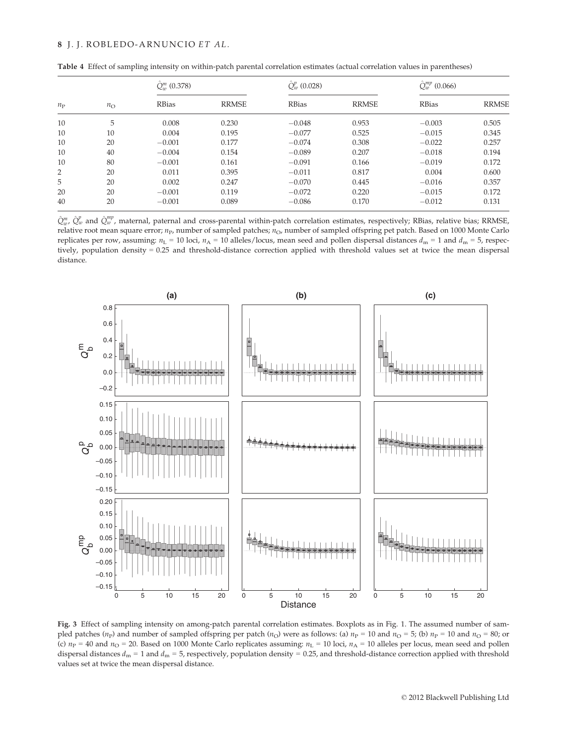**Table 4** Effect of sampling intensity on within-patch parental correlation estimates (actual correlation values in parentheses)

| $n_P$ | $n_O$ | $\hat{Q}_w^m$ (0.378) | | $\hat{Q}_w^p$ (0.028) | | $\hat{Q}_w^{mp}$ (0.066) | |
|---|---|---|---|---|---|---|---|
| | | RBias | RRMSE | RBias | RRMSE | RBias | RRMSE |
| 10 | 5 | 0.008 | 0.230 | −0.048 | 0.953 | −0.003 | 0.505 |
| 10 | 10 | 0.004 | 0.195 | −0.077 | 0.525 | −0.015 | 0.345 |
| 10 | 20 | −0.001 | 0.177 | −0.074 | 0.308 | −0.022 | 0.257 |
| 10 | 40 | −0.004 | 0.154 | −0.089 | 0.207 | −0.018 | 0.194 |
| 10 | 80 | −0.001 | 0.161 | −0.091 | 0.166 | −0.019 | 0.172 |
| 2 | 20 | 0.011 | 0.395 | −0.011 | 0.817 | 0.004 | 0.600 |
| 5 | 20 | 0.002 | 0.247 | −0.070 | 0.445 | −0.016 | 0.357 |
| 20 | 20 | −0.001 | 0.119 | −0.072 | 0.220 | −0.015 | 0.172 |
| 40 | 20 | −0.001 | 0.089 | −0.086 | 0.170 | −0.012 | 0.131 |

$\hat{Q}_w^m$, $\hat{Q}_w^p$ and $\hat{Q}_w^{mp}$, maternal, paternal and cross-parental within-patch correlation estimates, respectively; RBias, relative bias; RRMSE, relative root mean square error; $n_P$, number of sampled patches; $n_O$, number of sampled offspring pet patch. Based on 1000 Monte Carlo replicates per row, assuming: $n_L$ = 10 loci, $n_A$ = 10 alleles/locus, mean seed and pollen dispersal distances $d_m$ = 1 and $d_m$ = 5, respectively, population density = 0.25 and threshold-distance correction applied with threshold values set at twice the mean dispersal distance.

**Fig. 3** Effect of sampling intensity on among-patch parental correlation estimates. Boxplots as in Fig. 1. The assumed number of sampled patches ($n_P$) and number of sampled offspring per patch ($n_O$) were as follows: (a) $n_P$ = 10 and $n_O$ = 5; (b) $n_P$ = 10 and $n_O$ = 80; or (c) $n_P$ = 40 and $n_O$ = 20. Based on 1000 Monte Carlo replicates assuming: $n_L$ = 10 loci, $n_A$ = 10 alleles per locus, mean seed and pollen dispersal distances $d_m$ = 1 and $d_m$ = 5, respectively, population density = 0.25, and threshold-distance correction applied with threshold values set at twice the mean dispersal distance.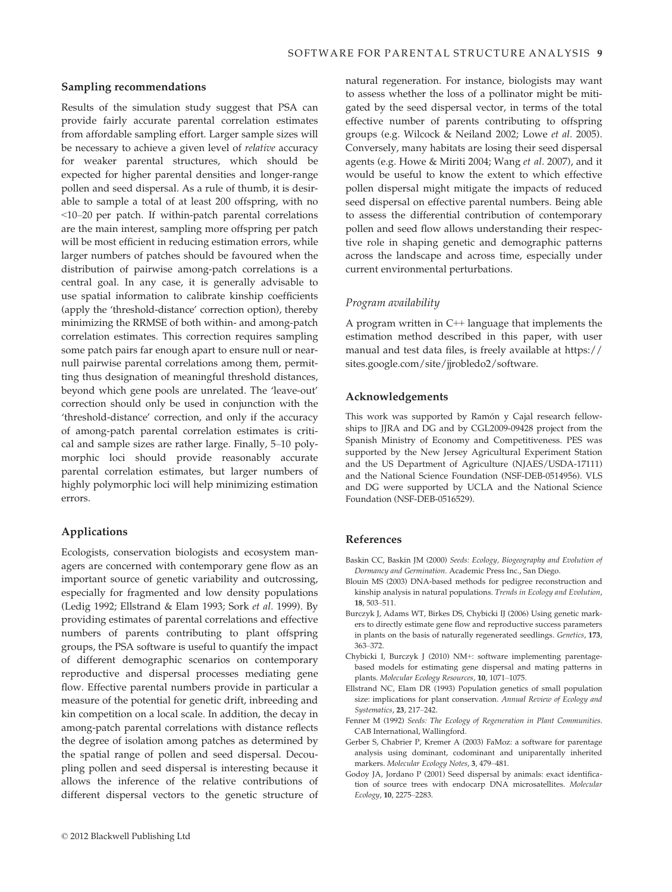## Sampling recommendations

Results of the simulation study suggest that PSA can provide fairly accurate parental correlation estimates from affordable sampling effort. Larger sample sizes will be necessary to achieve a given level of *relative* accuracy for weaker parental structures, which should be expected for higher parental densities and longer-range pollen and seed dispersal. As a rule of thumb, it is desirable to sample a total of at least 200 offspring, with no <10–20 per patch. If within-patch parental correlations are the main interest, sampling more offspring per patch will be most efficient in reducing estimation errors, while larger numbers of patches should be favoured when the distribution of pairwise among-patch correlations is a central goal. In any case, it is generally advisable to use spatial information to calibrate kinship coefficients (apply the 'threshold-distance' correction option), thereby minimizing the RRMSE of both within- and among-patch correlation estimates. This correction requires sampling some patch pairs far enough apart to ensure null or near-null pairwise parental correlations among them, permitting thus designation of meaningful threshold distances, beyond which gene pools are unrelated. The 'leave-out' correction should only be used in conjunction with the 'threshold-distance' correction, and only if the accuracy of among-patch parental correlation estimates is critical and sample sizes are rather large. Finally, 5–10 polymorphic loci should provide reasonably accurate parental correlation estimates, but larger numbers of highly polymorphic loci will help minimizing estimation errors.

## Applications

Ecologists, conservation biologists and ecosystem managers are concerned with contemporary gene flow as an important source of genetic variability and outcrossing, especially for fragmented and low density populations (Ledig 1992; Ellstrand & Elam 1993; Sork *et al.* 1999). By providing estimates of parental correlations and effective numbers of parents contributing to plant offspring groups, the PSA software is useful to quantify the impact of different demographic scenarios on contemporary reproductive and dispersal processes mediating gene flow. Effective parental numbers provide in particular a measure of the potential for genetic drift, inbreeding and kin competition on a local scale. In addition, the decay in among-patch parental correlations with distance reflects the degree of isolation among patches as determined by the spatial range of pollen and seed dispersal. Decoupling pollen and seed dispersal is interesting because it allows the inference of the relative contributions of different dispersal vectors to the genetic structure of natural regeneration. For instance, biologists may want to assess whether the loss of a pollinator might be mitigated by the seed dispersal vector, in terms of the total effective number of parents contributing to offspring groups (e.g. Wilcock & Neiland 2002; Lowe *et al.* 2005). Conversely, many habitats are losing their seed dispersal agents (e.g. Howe & Miriti 2004; Wang *et al.* 2007), and it would be useful to know the extent to which effective pollen dispersal might mitigate the impacts of reduced seed dispersal on effective parental numbers. Being able to assess the differential contribution of contemporary pollen and seed flow allows understanding their respective role in shaping genetic and demographic patterns across the landscape and across time, especially under current environmental perturbations.

### *Program availability*

A program written in C++ language that implements the estimation method described in this paper, with user manual and test data files, is freely available at https://sites.google.com/site/jjrobledo2/software.

## Acknowledgements

This work was supported by Ramón y Cajal research fellowships to JJRA and DG and by CGL2009-09428 project from the Spanish Ministry of Economy and Competitiveness. PES was supported by the New Jersey Agricultural Experiment Station and the US Department of Agriculture (NJAES/USDA-17111) and the National Science Foundation (NSF-DEB-0514956). VLS and DG were supported by UCLA and the National Science Foundation (NSF-DEB-0516529).

## References

Baskin CC, Baskin JM (2000) *Seeds: Ecology, Biogeography and Evolution of Dormancy and Germination*. Academic Press Inc., San Diego.

Blouin MS (2003) DNA-based methods for pedigree reconstruction and kinship analysis in natural populations. *Trends in Ecology and Evolution*, **18**, 503–511.

Burczyk J, Adams WT, Birkes DS, Chybicki IJ (2006) Using genetic markers to directly estimate gene flow and reproductive success parameters in plants on the basis of naturally regenerated seedlings. *Genetics*, **173**, 363–372.

Chybicki I, Burczyk J (2010) NM+: software implementing parentage-based models for estimating gene dispersal and mating patterns in plants. *Molecular Ecology Resources*, **10**, 1071–1075.

Ellstrand NC, Elam DR (1993) Population genetics of small population size: implications for plant conservation. *Annual Review of Ecology and Systematics*, **23**, 217–242.

Fenner M (1992) *Seeds: The Ecology of Regeneration in Plant Communities*. CAB International, Wallingford.

Gerber S, Chabrier P, Kremer A (2003) FaMoz: a software for parentage analysis using dominant, codominant and uniparentally inherited markers. *Molecular Ecology Notes*, **3**, 479–481.

Godoy JA, Jordano P (2001) Seed dispersal by animals: exact identification of source trees with endocarp DNA microsatellites. *Molecular Ecology*, **10**, 2275–2283.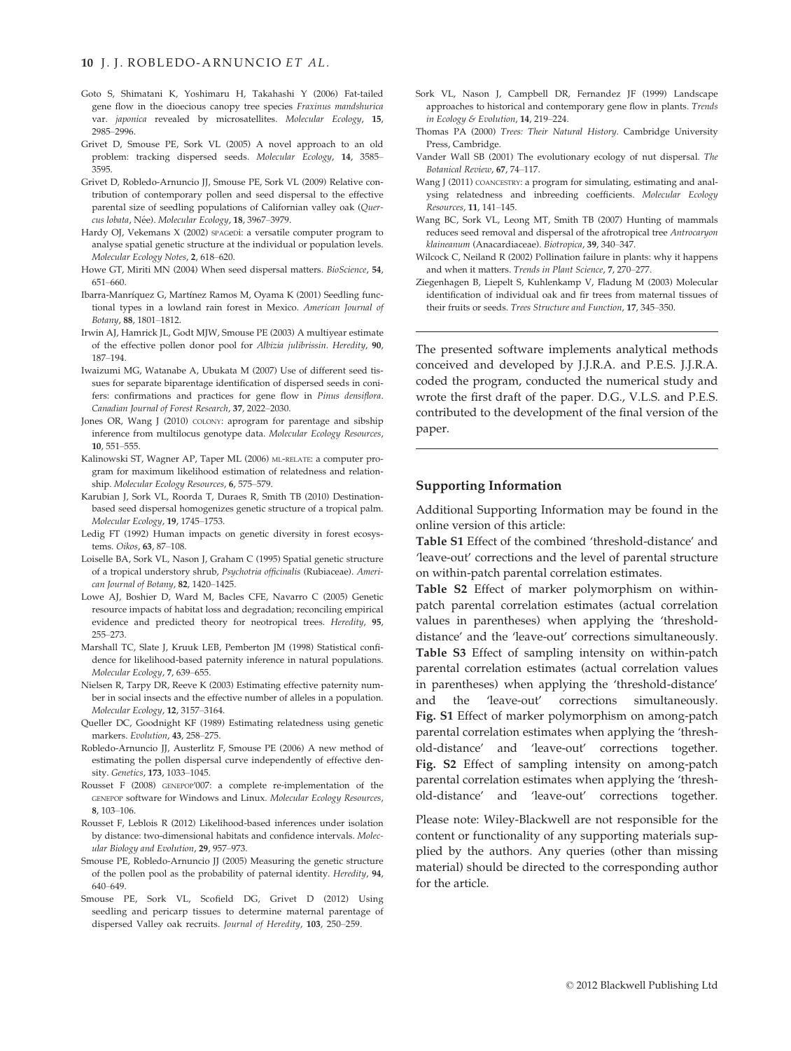Goto S, Shimatani K, Yoshimaru H, Takahashi Y (2006) Fat-tailed gene flow in the dioecious canopy tree species *Fraxinus mandshurica* var. *japonica* revealed by microsatellites. *Molecular Ecology*, **15**, 2985–2996.

Grivet D, Smouse PE, Sork VL (2005) A novel approach to an old problem: tracking dispersed seeds. *Molecular Ecology*, **14**, 3585–3595.

Grivet D, Robledo-Arnuncio JJ, Smouse PE, Sork VL (2009) Relative contribution of contemporary pollen and seed dispersal to the effective parental size of seedling populations of Californian valley oak (*Quercus lobata*, Née). *Molecular Ecology*, **18**, 3967–3979.

Hardy OJ, Vekemans X (2002) SPAGeDi: a versatile computer program to analyse spatial genetic structure at the individual or population levels. *Molecular Ecology Notes*, **2**, 618–620.

Howe GT, Miriti MN (2004) When seed dispersal matters. *BioScience*, **54**, 651–660.

Ibarra-Manríquez G, Martínez Ramos M, Oyama K (2001) Seedling functional types in a lowland rain forest in Mexico. *American Journal of Botany*, **88**, 1801–1812.

Irwin AJ, Hamrick JL, Godt MJW, Smouse PE (2003) A multiyear estimate of the effective pollen donor pool for *Albizia julibrissin*. *Heredity*, **90**, 187–194.

Iwaizumi MG, Watanabe A, Ubukata M (2007) Use of different seed tissues for separate biparentage identification of dispersed seeds in conifers: confirmations and practices for gene flow in *Pinus densiflora*. *Canadian Journal of Forest Research*, **37**, 2022–2030.

Jones OR, Wang J (2010) COLONY: aprogram for parentage and sibship inference from multilocus genotype data. *Molecular Ecology Resources*, **10**, 551–555.

Kalinowski ST, Wagner AP, Taper ML (2006) ML-RELATE: a computer program for maximum likelihood estimation of relatedness and relationship. *Molecular Ecology Resources*, **6**, 575–579.

Karubian J, Sork VL, Roorda T, Duraes R, Smith TB (2010) Destination-based seed dispersal homogenizes genetic structure of a tropical palm. *Molecular Ecology*, **19**, 1745–1753.

Ledig FT (1992) Human impacts on genetic diversity in forest ecosystems. *Oikos*, **63**, 87–108.

Loiselle BA, Sork VL, Nason J, Graham C (1995) Spatial genetic structure of a tropical understory shrub, *Psychotria officinalis* (Rubiaceae). *American Journal of Botany*, **82**, 1420–1425.

Lowe AJ, Boshier D, Ward M, Bacles CFE, Navarro C (2005) Genetic resource impacts of habitat loss and degradation; reconciling empirical evidence and predicted theory for neotropical trees. *Heredity*, **95**, 255–273.

Marshall TC, Slate J, Kruuk LEB, Pemberton JM (1998) Statistical confidence for likelihood-based paternity inference in natural populations. *Molecular Ecology*, **7**, 639–655.

Nielsen R, Tarpy DR, Reeve K (2003) Estimating effective paternity number in social insects and the effective number of alleles in a population. *Molecular Ecology*, **12**, 3157–3164.

Queller DC, Goodnight KF (1989) Estimating relatedness using genetic markers. *Evolution*, **43**, 258–275.

Robledo-Arnuncio JJ, Austerlitz F, Smouse PE (2006) A new method of estimating the pollen dispersal curve independently of effective density. *Genetics*, **173**, 1033–1045.

Rousset F (2008) GENEPOP'007: a complete re-implementation of the GENEPOP software for Windows and Linux. *Molecular Ecology Resources*, **8**, 103–106.

Rousset F, Leblois R (2012) Likelihood-based inferences under isolation by distance: two-dimensional habitats and confidence intervals. *Molecular Biology and Evolution*, **29**, 957–973.

Smouse PE, Robledo-Arnuncio JJ (2005) Measuring the genetic structure of the pollen pool as the probability of paternal identity. *Heredity*, **94**, 640–649.

Smouse PE, Sork VL, Scofield DG, Grivet D (2012) Using seedling and pericarp tissues to determine maternal parentage of dispersed Valley oak recruits. *Journal of Heredity*, **103**, 250–259.

Sork VL, Nason J, Campbell DR, Fernandez JF (1999) Landscape approaches to historical and contemporary gene flow in plants. *Trends in Ecology & Evolution*, **14**, 219–224.

Thomas PA (2000) *Trees: Their Natural History*. Cambridge University Press, Cambridge.

Vander Wall SB (2001) The evolutionary ecology of nut dispersal. *The Botanical Review*, **67**, 74–117.

Wang J (2011) COANCESTRY: a program for simulating, estimating and analysing relatedness and inbreeding coefficients. *Molecular Ecology Resources*, **11**, 141–145.

Wang BC, Sork VL, Leong MT, Smith TB (2007) Hunting of mammals reduces seed removal and dispersal of the afrotropical tree *Antrocaryon klaineanum* (Anacardiaceae). *Biotropica*, **39**, 340–347.

Wilcock C, Neiland R (2002) Pollination failure in plants: why it happens and when it matters. *Trends in Plant Science*, **7**, 270–277.

Ziegenhagen B, Liepelt S, Kuhlenkamp V, Fladung M (2003) Molecular identification of individual oak and fir trees from maternal tissues of their fruits or seeds. *Trees Structure and Function*, **17**, 345–350.

---

The presented software implements analytical methods conceived and developed by J.J.R.A. and P.E.S. J.J.R.A. coded the program, conducted the numerical study and wrote the first draft of the paper. D.G., V.L.S. and P.E.S. contributed to the development of the final version of the paper.

---

## Supporting Information

Additional Supporting Information may be found in the online version of this article:

**Table S1** Effect of the combined 'threshold-distance' and 'leave-out' corrections and the level of parental structure on within-patch parental correlation estimates.

**Table S2** Effect of marker polymorphism on within-patch parental correlation estimates (actual correlation values in parentheses) when applying the 'threshold-distance' and the 'leave-out' corrections simultaneously.

**Table S3** Effect of sampling intensity on within-patch parental correlation estimates (actual correlation values in parentheses) when applying the 'threshold-distance' and the 'leave-out' corrections simultaneously.

**Fig. S1** Effect of marker polymorphism on among-patch parental correlation estimates when applying the 'threshold-distance' and 'leave-out' corrections together.

**Fig. S2** Effect of sampling intensity on among-patch parental correlation estimates when applying the 'threshold-distance' and 'leave-out' corrections together.

Please note: Wiley-Blackwell are not responsible for the content or functionality of any supporting materials supplied by the authors. Any queries (other than missing material) should be directed to the corresponding author for the article.